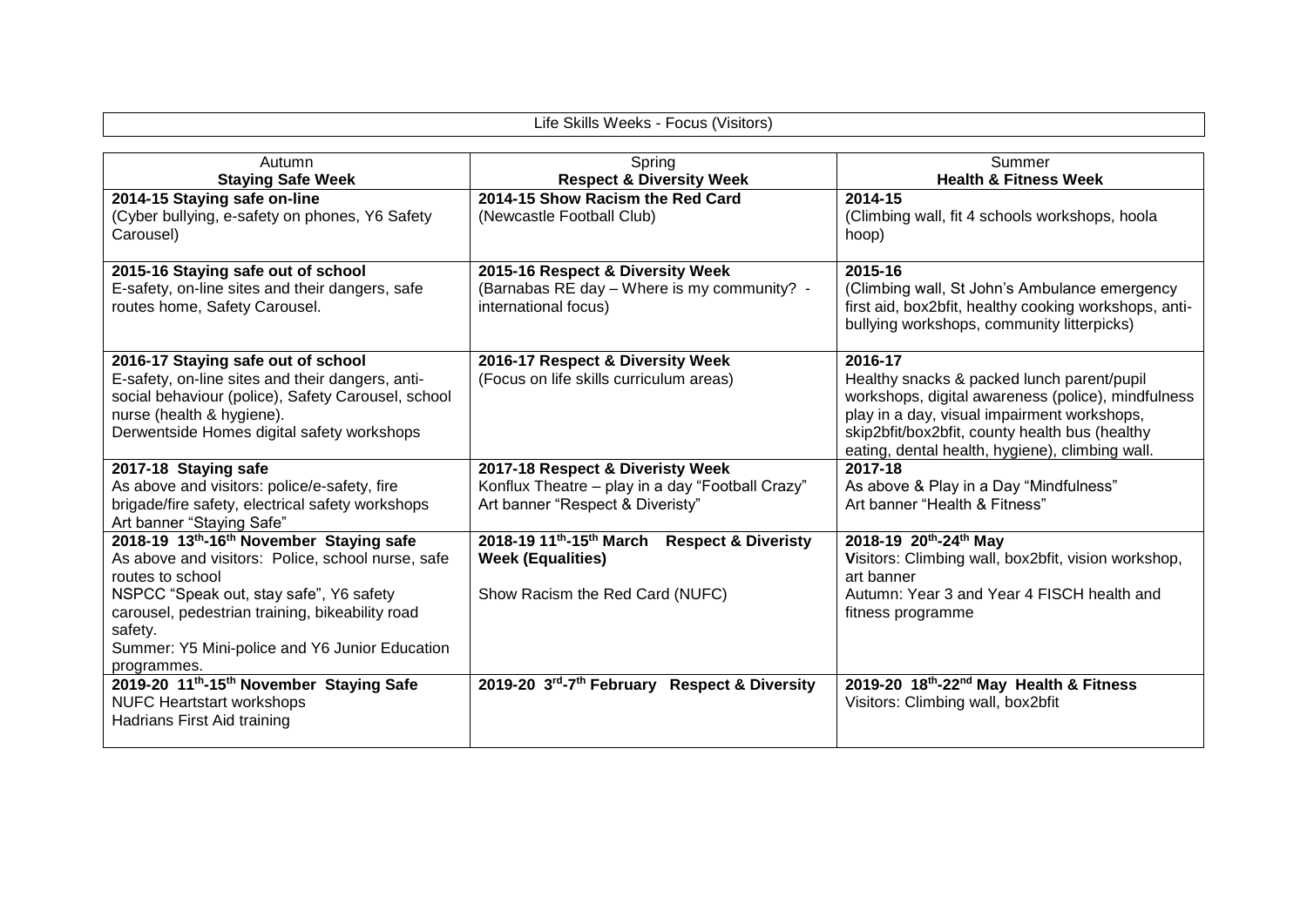# Life Skills Weeks - Focus (Visitors)

| Autumn<br>**Staying Safe Week** | Spring<br>**Respect & Diversity Week** | Summer<br>**Health & Fitness Week** |
|---|---|---|
| **2014-15 Staying safe on-line**<br>(Cyber bullying, e-safety on phones, Y6 Safety Carousel) | **2014-15 Show Racism the Red Card**<br>(Newcastle Football Club) | **2014-15**<br>(Climbing wall, fit 4 schools workshops, hoola hoop) |
| **2015-16 Staying safe out of school**<br>E-safety, on-line sites and their dangers, safe routes home, Safety Carousel. | **2015-16 Respect & Diversity Week**<br>(Barnabas RE day – Where is my community? - international focus) | **2015-16**<br>(Climbing wall, St John's Ambulance emergency first aid, box2bfit, healthy cooking workshops, anti-bullying workshops, community litterpicks) |
| **2016-17 Staying safe out of school**<br>E-safety, on-line sites and their dangers, anti-social behaviour (police), Safety Carousel, school nurse (health & hygiene).<br>Derwentside Homes digital safety workshops | **2016-17 Respect & Diversity Week**<br>(Focus on life skills curriculum areas) | **2016-17**<br>Healthy snacks & packed lunch parent/pupil workshops, digital awareness (police), mindfulness play in a day, visual impairment workshops, skip2bfit/box2bfit, county health bus (healthy eating, dental health, hygiene), climbing wall. |
| **2017-18 Staying safe**<br>As above and visitors: police/e-safety, fire brigade/fire safety, electrical safety workshops<br>Art banner "Staying Safe" | **2017-18 Respect & Diveristy Week**<br>Konflux Theatre – play in a day "Football Crazy"<br>Art banner "Respect & Diveristy" | **2017-18**<br>As above & Play in a Day "Mindfulness"<br>Art banner "Health & Fitness" |
| **2018-19 13th-16th November Staying safe**<br>As above and visitors: Police, school nurse, safe routes to school<br>NSPCC "Speak out, stay safe", Y6 safety carousel, pedestrian training, bikeability road safety.<br>Summer: Y5 Mini-police and Y6 Junior Education programmes. | **2018-19 11th-15th March Respect & Diveristy Week (Equalities)**<br><br>Show Racism the Red Card (NUFC) | **2018-19 20th-24th May**<br>**V**isitors: Climbing wall, box2bfit, vision workshop, art banner<br>Autumn: Year 3 and Year 4 FISCH health and fitness programme |
| **2019-20 11th-15th November Staying Safe**<br>NUFC Heartstart workshops<br>Hadrians First Aid training | **2019-20 3rd-7th February Respect & Diversity** | **2019-20 18th-22nd May Health & Fitness**<br>Visitors: Climbing wall, box2bfit |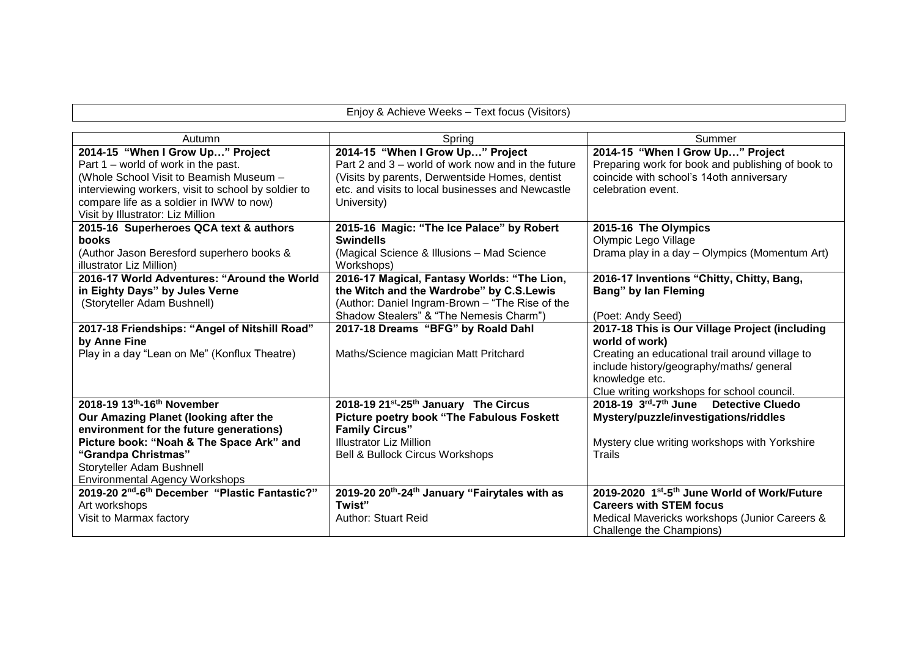Enjoy & Achieve Weeks – Text focus (Visitors)

| Autumn | Spring | Summer |
|---|---|---|
| **2014-15 "When I Grow Up…" Project**<br>Part 1 – world of work in the past.<br>(Whole School Visit to Beamish Museum – interviewing workers, visit to school by soldier to compare life as a soldier in IWW to now)<br>Visit by Illustrator: Liz Million | **2014-15 "When I Grow Up…" Project**<br>Part 2 and 3 – world of work now and in the future (Visits by parents, Derwentside Homes, dentist etc. and visits to local businesses and Newcastle University) | **2014-15 "When I Grow Up…" Project**<br>Preparing work for book and publishing of book to coincide with school's 14oth anniversary celebration event. |
| **2015-16 Superheroes QCA text & authors books**<br>(Author Jason Beresford superhero books & illustrator Liz Million) | **2015-16 Magic: "The Ice Palace" by Robert Swindells**<br>(Magical Science & Illusions – Mad Science Workshops) | **2015-16 The Olympics**<br>Olympic Lego Village<br>Drama play in a day – Olympics (Momentum Art) |
| **2016-17 World Adventures: "Around the World in Eighty Days" by Jules Verne**<br>(Storyteller Adam Bushnell) | **2016-17 Magical, Fantasy Worlds: "The Lion, the Witch and the Wardrobe" by C.S.Lewis**<br>(Author: Daniel Ingram-Brown – "The Rise of the Shadow Stealers" & "The Nemesis Charm") | **2016-17 Inventions "Chitty, Chitty, Bang, Bang" by Ian Fleming**<br><br>(Poet: Andy Seed) |
| **2017-18 Friendships: "Angel of Nitshill Road" by Anne Fine**<br>Play in a day "Lean on Me" (Konflux Theatre) | **2017-18 Dreams "BFG" by Roald Dahl**<br><br>Maths/Science magician Matt Pritchard | **2017-18 This is Our Village Project (including world of work)**<br>Creating an educational trail around village to include history/geography/maths/ general knowledge etc.<br>Clue writing workshops for school council. |
| **2018-19 13th-16th November**<br>**Our Amazing Planet (looking after the environment for the future generations)**<br>**Picture book: "Noah & The Space Ark" and "Grandpa Christmas"**<br>Storyteller Adam Bushnell<br>Environmental Agency Workshops | **2018-19 21st-25th January The Circus**<br>**Picture poetry book "The Fabulous Foskett Family Circus"**<br>Illustrator Liz Million<br>Bell & Bullock Circus Workshops | **2018-19 3rd-7th June Detective Cluedo**<br>**Mystery/puzzle/investigations/riddles**<br><br>Mystery clue writing workshops with Yorkshire Trails |
| **2019-20 2nd-6th December "Plastic Fantastic?"**<br>Art workshops<br>Visit to Marmax factory | **2019-20 20th-24th January "Fairytales with as Twist"**<br>Author: Stuart Reid | **2019-2020 1st-5th June World of Work/Future Careers with STEM focus**<br>Medical Mavericks workshops (Junior Careers & Challenge the Champions) |